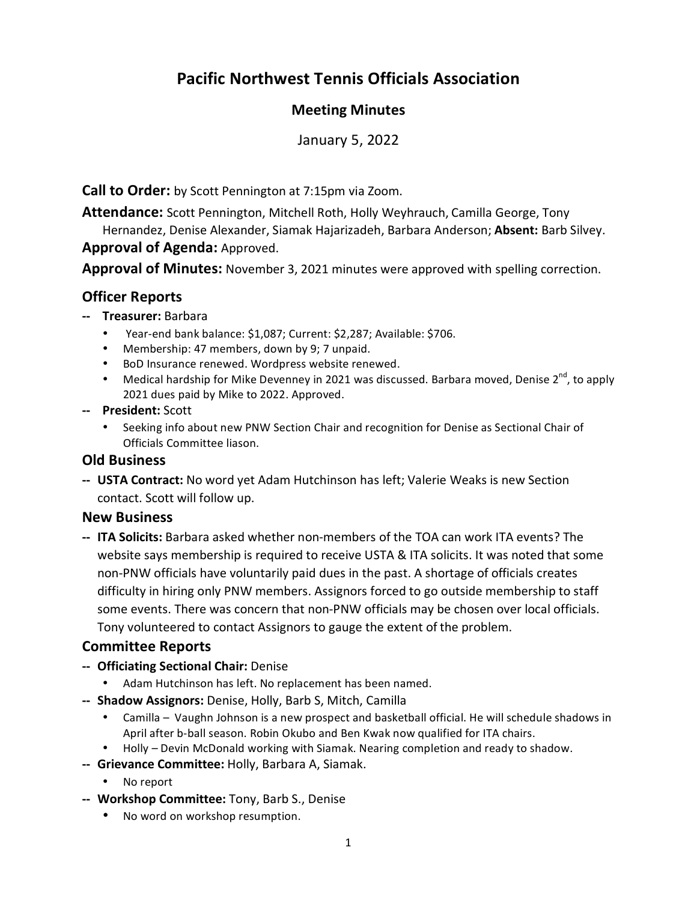# Pacific Northwest Tennis Officials Association

## Meeting Minutes

January 5, 2022

**Call to Order:** by Scott Pennington at 7:15pm via Zoom.

**Attendance:** Scott Pennington, Mitchell Roth, Holly Weyhrauch, Camilla George, Tony Hernandez, Denise Alexander, Siamak Hajarizadeh, Barbara Anderson; **Absent:** Barb Silvey.

**Approval of Agenda:** Approved.

**Approval of Minutes:** November 3, 2021 minutes were approved with spelling correction.

### Officer Reports

-- **Treasurer:** Barbara

- Year-end bank balance: $1,087; Current: $2,287; Available: $706.
- Membership: 47 members, down by 9; 7 unpaid.
- BoD Insurance renewed. Wordpress website renewed.
- Medical hardship for Mike Devenney in 2021 was discussed. Barbara moved, Denise 2nd, to apply 2021 dues paid by Mike to 2022. Approved.

-- **President:** Scott

- Seeking info about new PNW Section Chair and recognition for Denise as Sectional Chair of Officials Committee liason.

### Old Business

-- **USTA Contract:** No word yet Adam Hutchinson has left; Valerie Weaks is new Section contact. Scott will follow up.

### New Business

-- **ITA Solicits:** Barbara asked whether non-members of the TOA can work ITA events? The website says membership is required to receive USTA & ITA solicits. It was noted that some non-PNW officials have voluntarily paid dues in the past. A shortage of officials creates difficulty in hiring only PNW members. Assignors forced to go outside membership to staff some events. There was concern that non-PNW officials may be chosen over local officials. Tony volunteered to contact Assignors to gauge the extent of the problem.

### Committee Reports

-- **Officiating Sectional Chair:** Denise

- Adam Hutchinson has left. No replacement has been named.

-- **Shadow Assignors:** Denise, Holly, Barb S, Mitch, Camilla

- Camilla – Vaughn Johnson is a new prospect and basketball official. He will schedule shadows in April after b-ball season. Robin Okubo and Ben Kwak now qualified for ITA chairs.
- Holly – Devin McDonald working with Siamak. Nearing completion and ready to shadow.

-- **Grievance Committee:** Holly, Barbara A, Siamak.

- No report

-- **Workshop Committee:** Tony, Barb S., Denise

- No word on workshop resumption.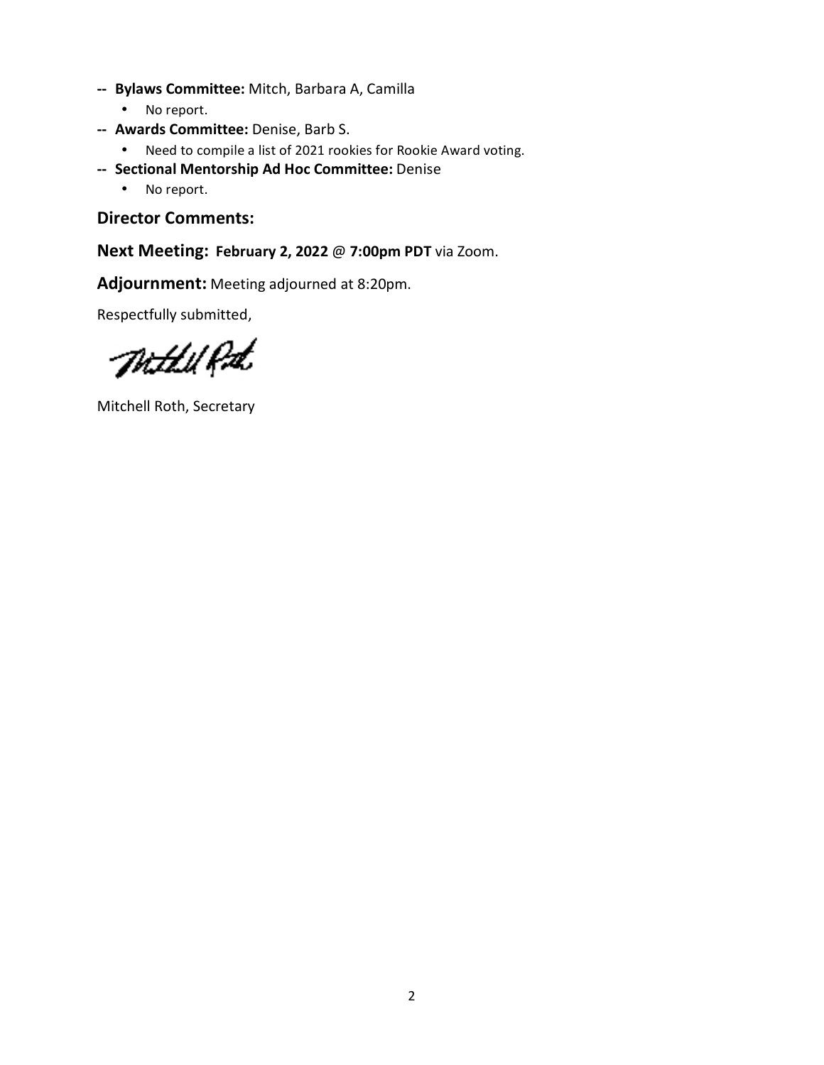- **-- Bylaws Committee:** Mitch, Barbara A, Camilla
  - No report.
- **-- Awards Committee:** Denise, Barb S.
  - Need to compile a list of 2021 rookies for Rookie Award voting.
- **-- Sectional Mentorship Ad Hoc Committee:** Denise
  - No report.

## Director Comments:

## Next Meeting: **February 2, 2022** @ **7:00pm PDT** via Zoom.

**Adjournment:** Meeting adjourned at 8:20pm.

Respectfully submitted,

Mitchell Roth, Secretary